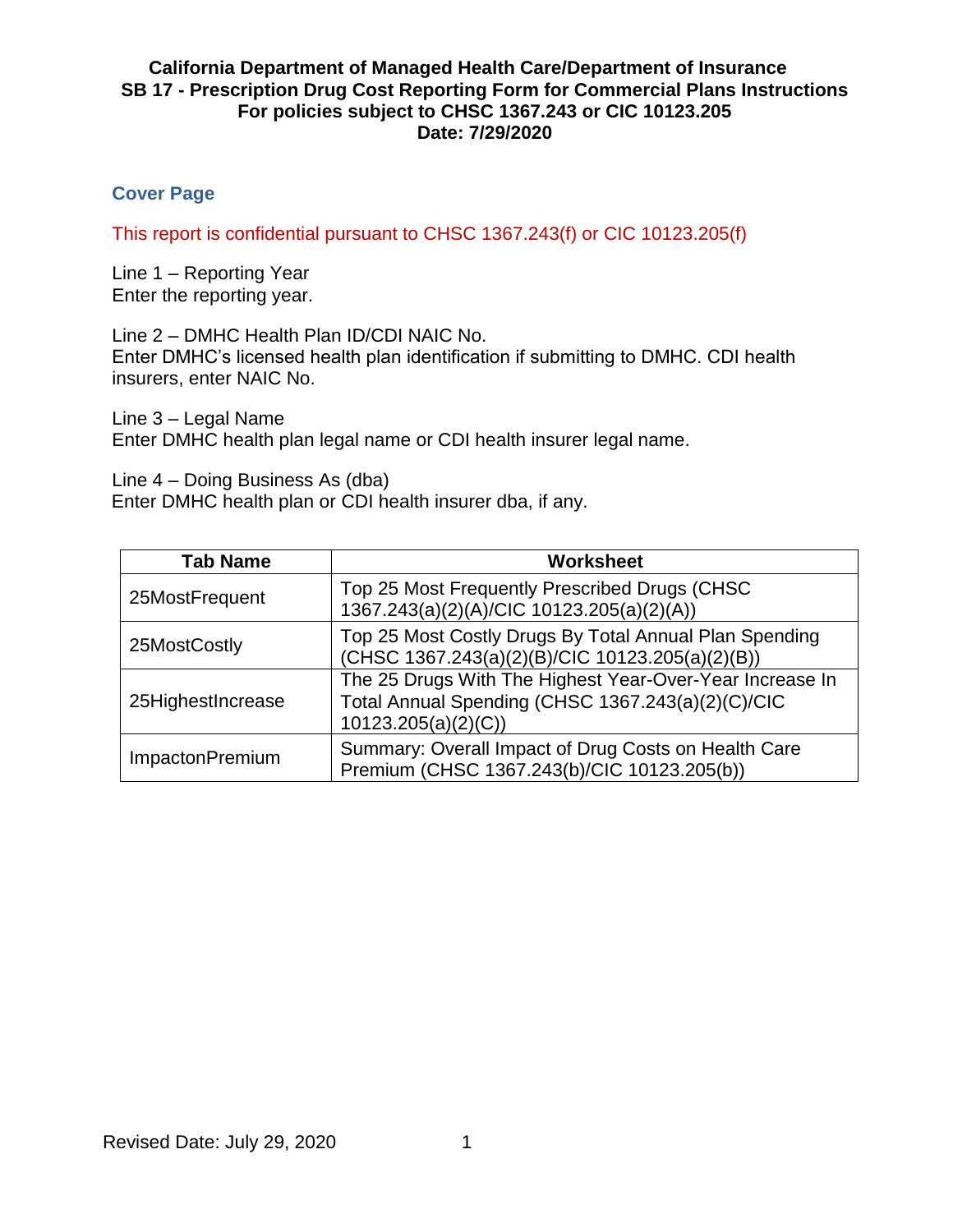# California Department of Managed Health Care/Department of Insurance
# SB 17 - Prescription Drug Cost Reporting Form for Commercial Plans Instructions
# For policies subject to CHSC 1367.243 or CIC 10123.205
# Date: 7/29/2020

## Cover Page

This report is confidential pursuant to CHSC 1367.243(f) or CIC 10123.205(f)

Line 1 – Reporting Year
Enter the reporting year.

Line 2 – DMHC Health Plan ID/CDI NAIC No.
Enter DMHC's licensed health plan identification if submitting to DMHC. CDI health insurers, enter NAIC No.

Line 3 – Legal Name
Enter DMHC health plan legal name or CDI health insurer legal name.

Line 4 – Doing Business As (dba)
Enter DMHC health plan or CDI health insurer dba, if any.

| Tab Name | Worksheet |
|---|---|
| 25MostFrequent | Top 25 Most Frequently Prescribed Drugs (CHSC 1367.243(a)(2)(A)/CIC 10123.205(a)(2)(A)) |
| 25MostCostly | Top 25 Most Costly Drugs By Total Annual Plan Spending (CHSC 1367.243(a)(2)(B)/CIC 10123.205(a)(2)(B)) |
| 25HighestIncrease | The 25 Drugs With The Highest Year-Over-Year Increase In Total Annual Spending (CHSC 1367.243(a)(2)(C)/CIC 10123.205(a)(2)(C)) |
| ImpactonPremium | Summary: Overall Impact of Drug Costs on Health Care Premium (CHSC 1367.243(b)/CIC 10123.205(b)) |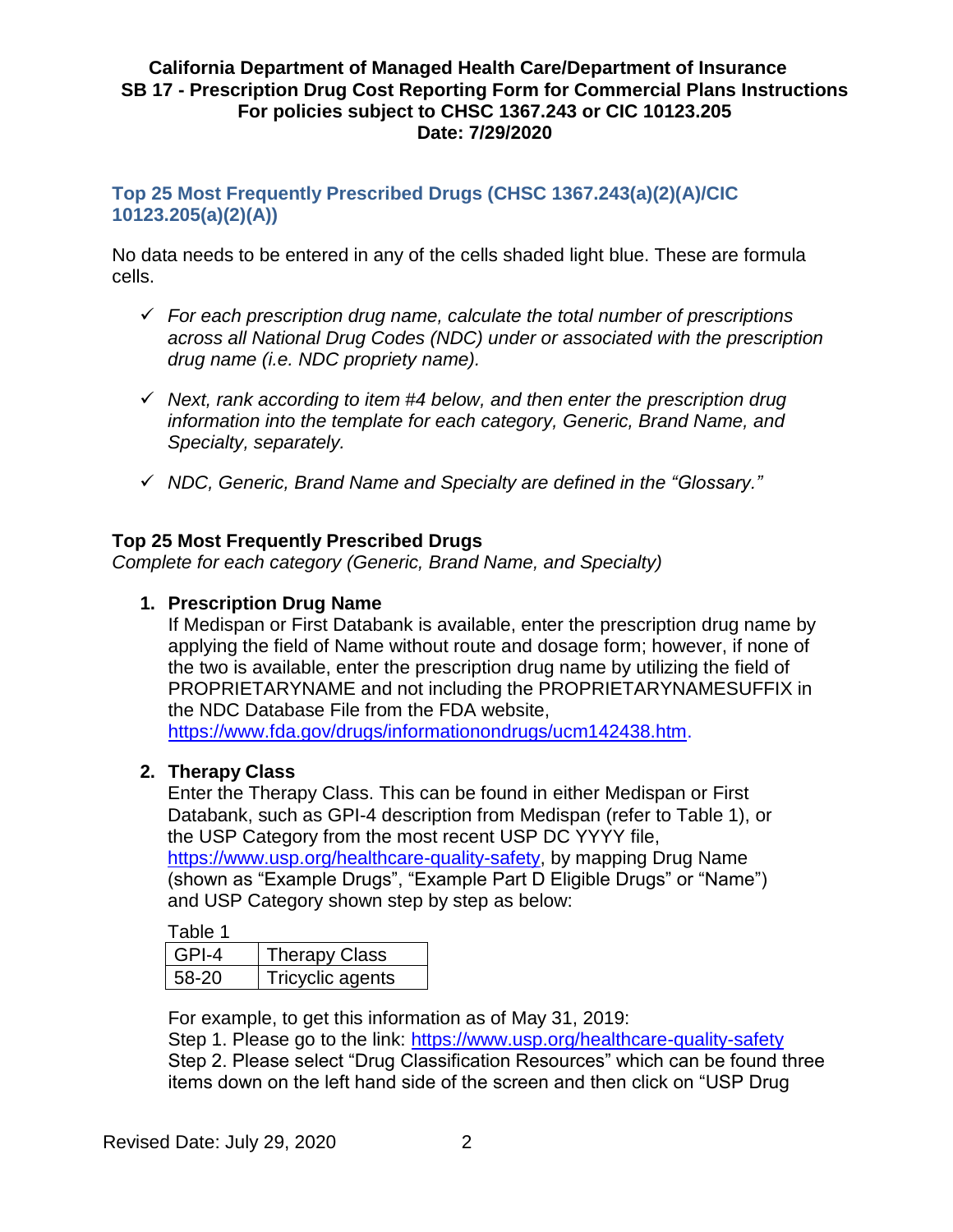**California Department of Managed Health Care/Department of Insurance**
**SB 17 - Prescription Drug Cost Reporting Form for Commercial Plans Instructions**
**For policies subject to CHSC 1367.243 or CIC 10123.205**
**Date: 7/29/2020**

## Top 25 Most Frequently Prescribed Drugs (CHSC 1367.243(a)(2)(A)/CIC 10123.205(a)(2)(A))

No data needs to be entered in any of the cells shaded light blue. These are formula cells.

- ✓ *For each prescription drug name, calculate the total number of prescriptions across all National Drug Codes (NDC) under or associated with the prescription drug name (i.e. NDC propriety name).*
- ✓ *Next, rank according to item #4 below, and then enter the prescription drug information into the template for each category, Generic, Brand Name, and Specialty, separately.*
- ✓ *NDC, Generic, Brand Name and Specialty are defined in the "Glossary."*

### Top 25 Most Frequently Prescribed Drugs

*Complete for each category (Generic, Brand Name, and Specialty)*

1. **Prescription Drug Name**
   If Medispan or First Databank is available, enter the prescription drug name by applying the field of Name without route and dosage form; however, if none of the two is available, enter the prescription drug name by utilizing the field of PROPRIETARYNAME and not including the PROPRIETARYNAMESUFFIX in the NDC Database File from the FDA website, https://www.fda.gov/drugs/informationondrugs/ucm142438.htm.

2. **Therapy Class**
   Enter the Therapy Class. This can be found in either Medispan or First Databank, such as GPI-4 description from Medispan (refer to Table 1), or the USP Category from the most recent USP DC YYYY file, https://www.usp.org/healthcare-quality-safety, by mapping Drug Name (shown as "Example Drugs", "Example Part D Eligible Drugs" or "Name") and USP Category shown step by step as below:

   Table 1

   | GPI-4 | Therapy Class |
   |---|---|
   | 58-20 | Tricyclic agents |

   For example, to get this information as of May 31, 2019:
   Step 1. Please go to the link: https://www.usp.org/healthcare-quality-safety
   Step 2. Please select "Drug Classification Resources" which can be found three items down on the left hand side of the screen and then click on "USP Drug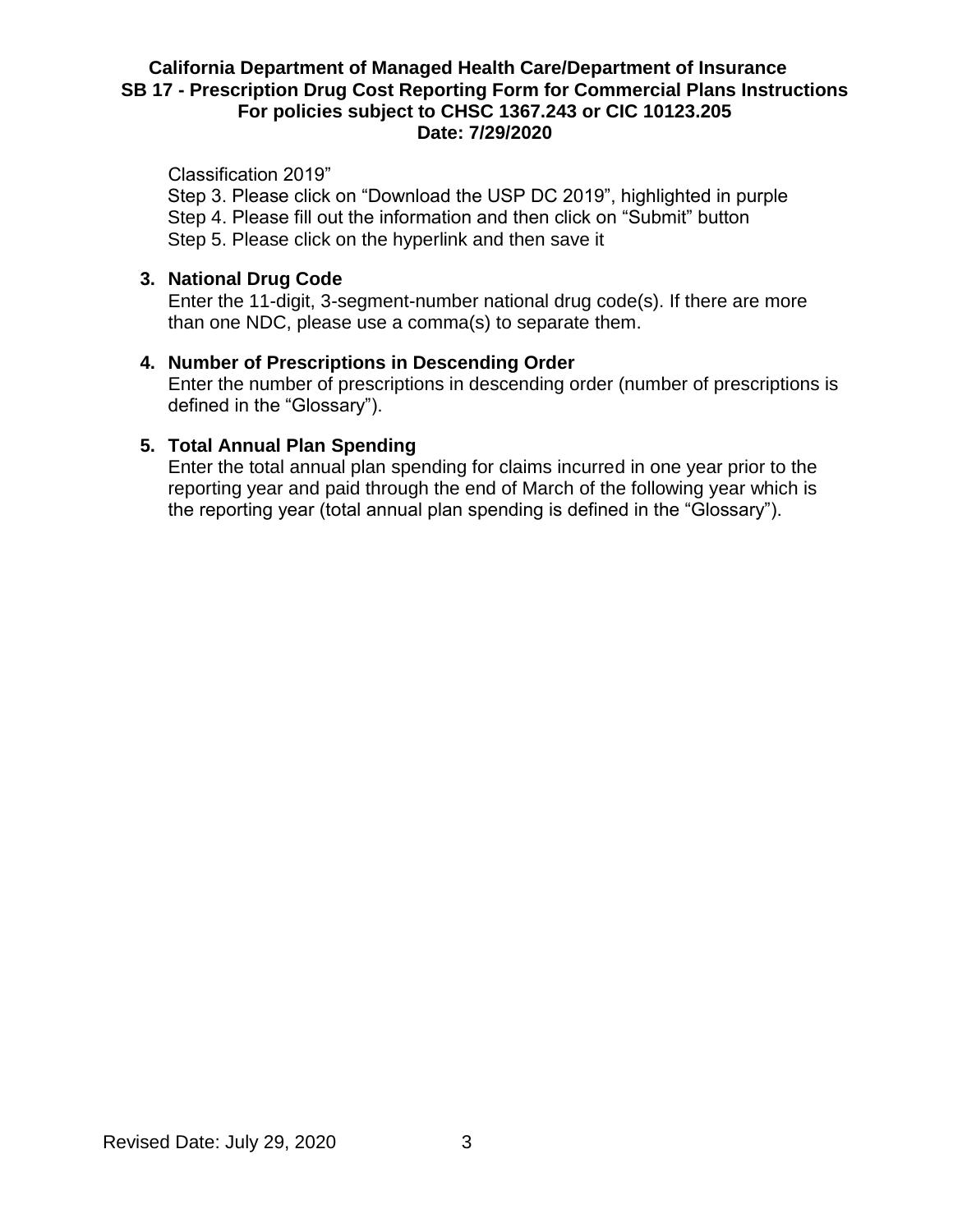Classification 2019”

Step 3. Please click on “Download the USP DC 2019”, highlighted in purple
Step 4. Please fill out the information and then click on “Submit” button
Step 5. Please click on the hyperlink and then save it

3. **National Drug Code**
   Enter the 11-digit, 3-segment-number national drug code(s). If there are more than one NDC, please use a comma(s) to separate them.

4. **Number of Prescriptions in Descending Order**
   Enter the number of prescriptions in descending order (number of prescriptions is defined in the “Glossary”).

5. **Total Annual Plan Spending**
   Enter the total annual plan spending for claims incurred in one year prior to the reporting year and paid through the end of March of the following year which is the reporting year (total annual plan spending is defined in the “Glossary”).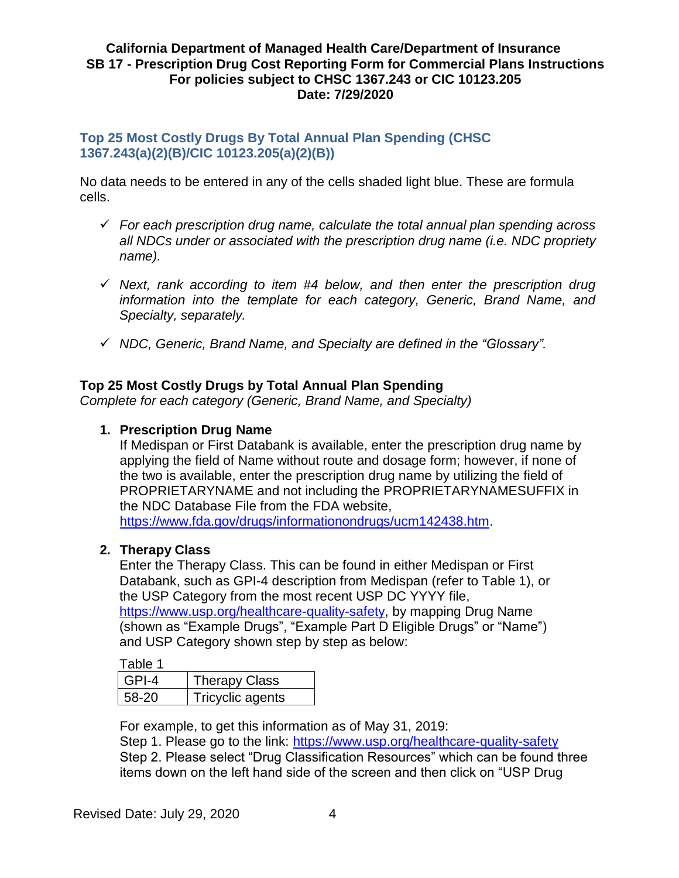### Top 25 Most Costly Drugs By Total Annual Plan Spending (CHSC 1367.243(a)(2)(B)/CIC 10123.205(a)(2)(B))

No data needs to be entered in any of the cells shaded light blue. These are formula cells.

- ✓ *For each prescription drug name, calculate the total annual plan spending across all NDCs under or associated with the prescription drug name (i.e. NDC propriety name).*
- ✓ *Next, rank according to item #4 below, and then enter the prescription drug information into the template for each category, Generic, Brand Name, and Specialty, separately.*
- ✓ *NDC, Generic, Brand Name, and Specialty are defined in the "Glossary".*

**Top 25 Most Costly Drugs by Total Annual Plan Spending**
*Complete for each category (Generic, Brand Name, and Specialty)*

1. **Prescription Drug Name**
   If Medispan or First Databank is available, enter the prescription drug name by applying the field of Name without route and dosage form; however, if none of the two is available, enter the prescription drug name by utilizing the field of PROPRIETARYNAME and not including the PROPRIETARYNAMESUFFIX in the NDC Database File from the FDA website, https://www.fda.gov/drugs/informationondrugs/ucm142438.htm.

2. **Therapy Class**
   Enter the Therapy Class. This can be found in either Medispan or First Databank, such as GPI-4 description from Medispan (refer to Table 1), or the USP Category from the most recent USP DC YYYY file, https://www.usp.org/healthcare-quality-safety, by mapping Drug Name (shown as "Example Drugs", "Example Part D Eligible Drugs" or "Name") and USP Category shown step by step as below:

   Table 1

   | GPI-4 | Therapy Class |
   |---|---|
   | 58-20 | Tricyclic agents |

   For example, to get this information as of May 31, 2019:
   Step 1. Please go to the link: https://www.usp.org/healthcare-quality-safety
   Step 2. Please select "Drug Classification Resources" which can be found three items down on the left hand side of the screen and then click on "USP Drug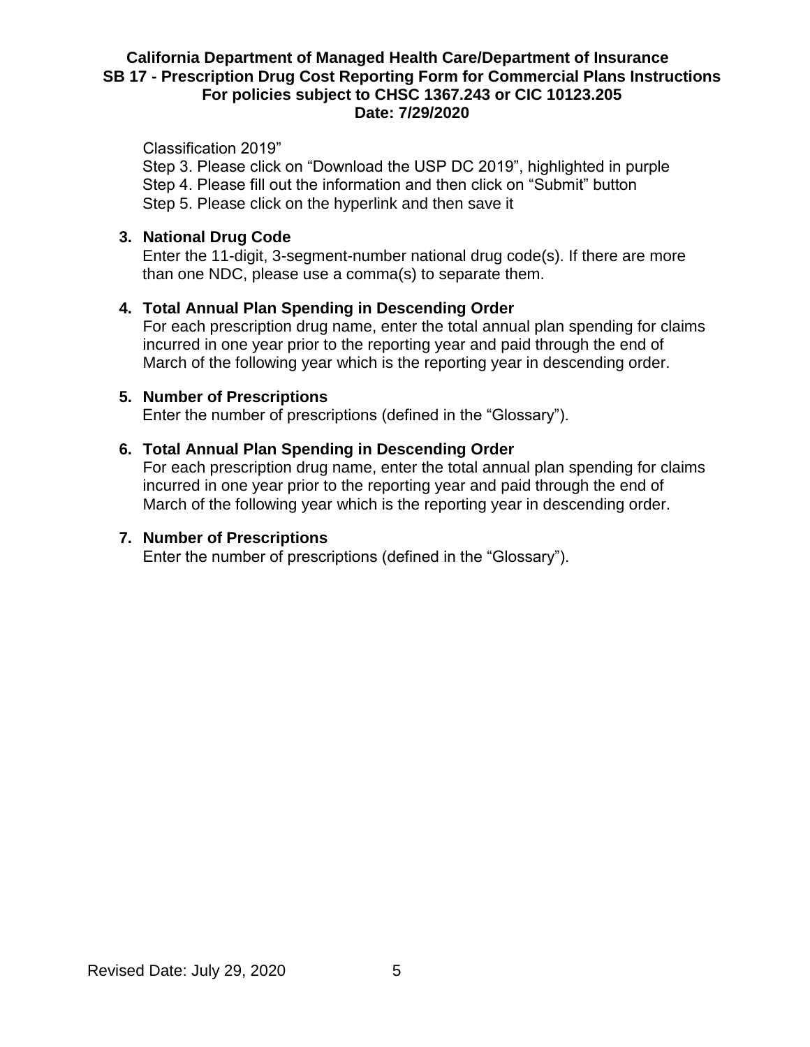Classification 2019"

Step 3. Please click on "Download the USP DC 2019", highlighted in purple
Step 4. Please fill out the information and then click on "Submit" button
Step 5. Please click on the hyperlink and then save it

3. **National Drug Code**
   Enter the 11-digit, 3-segment-number national drug code(s). If there are more than one NDC, please use a comma(s) to separate them.

4. **Total Annual Plan Spending in Descending Order**
   For each prescription drug name, enter the total annual plan spending for claims incurred in one year prior to the reporting year and paid through the end of March of the following year which is the reporting year in descending order.

5. **Number of Prescriptions**
   Enter the number of prescriptions (defined in the "Glossary").

6. **Total Annual Plan Spending in Descending Order**
   For each prescription drug name, enter the total annual plan spending for claims incurred in one year prior to the reporting year and paid through the end of March of the following year which is the reporting year in descending order.

7. **Number of Prescriptions**
   Enter the number of prescriptions (defined in the "Glossary").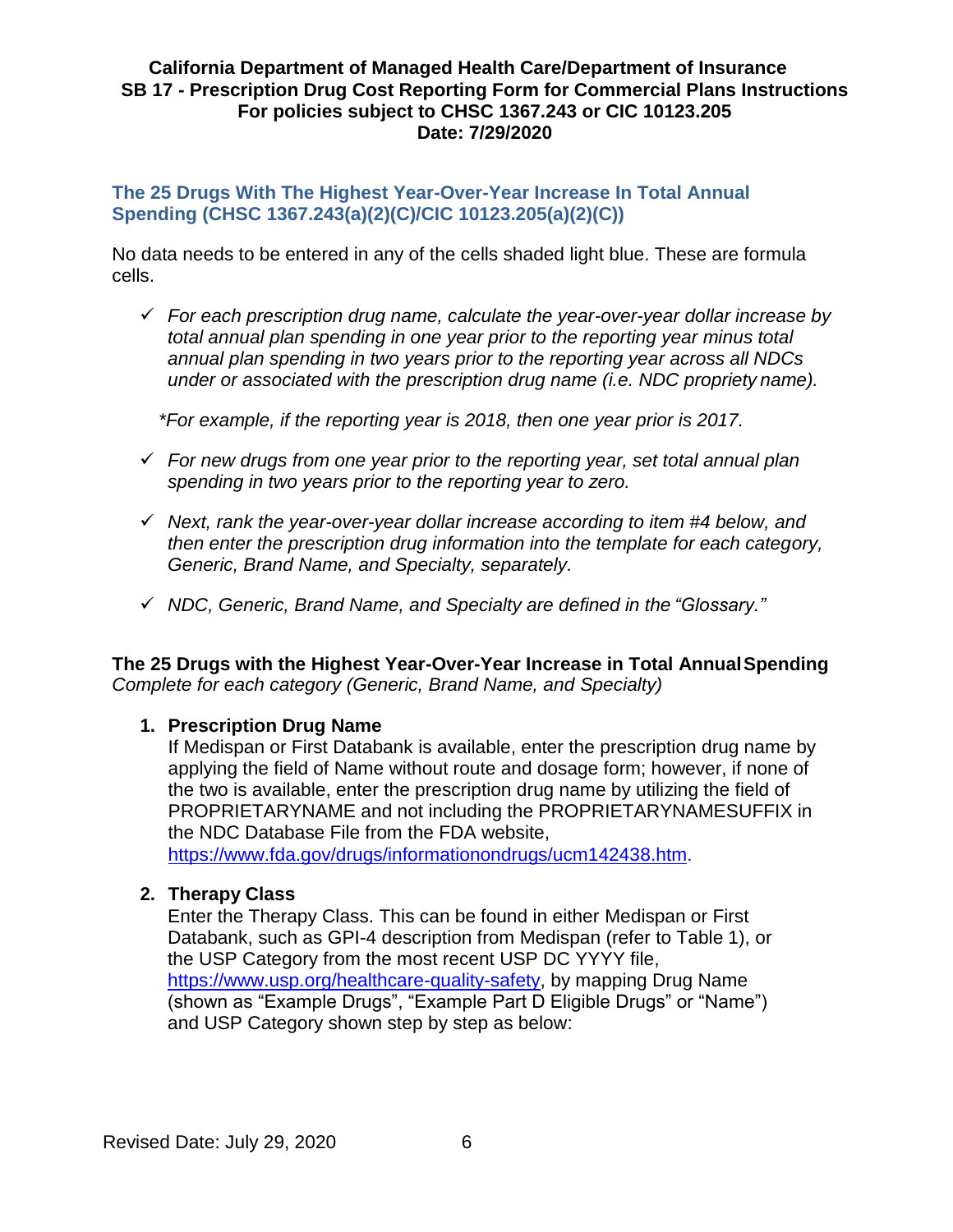California Department of Managed Health Care/Department of Insurance
SB 17 - Prescription Drug Cost Reporting Form for Commercial Plans Instructions
For policies subject to CHSC 1367.243 or CIC 10123.205
Date: 7/29/2020

## The 25 Drugs With The Highest Year-Over-Year Increase In Total Annual Spending (CHSC 1367.243(a)(2)(C)/CIC 10123.205(a)(2)(C))

No data needs to be entered in any of the cells shaded light blue. These are formula cells.

- ✓ *For each prescription drug name, calculate the year-over-year dollar increase by total annual plan spending in one year prior to the reporting year minus total annual plan spending in two years prior to the reporting year across all NDCs under or associated with the prescription drug name (i.e. NDC propriety name).*

  *\*For example, if the reporting year is 2018, then one year prior is 2017.*

- ✓ *For new drugs from one year prior to the reporting year, set total annual plan spending in two years prior to the reporting year to zero.*
- ✓ *Next, rank the year-over-year dollar increase according to item #4 below, and then enter the prescription drug information into the template for each category, Generic, Brand Name, and Specialty, separately.*
- ✓ *NDC, Generic, Brand Name, and Specialty are defined in the "Glossary."*

**The 25 Drugs with the Highest Year-Over-Year Increase in Total Annual Spending**
*Complete for each category (Generic, Brand Name, and Specialty)*

1. **Prescription Drug Name**
   If Medispan or First Databank is available, enter the prescription drug name by applying the field of Name without route and dosage form; however, if none of the two is available, enter the prescription drug name by utilizing the field of PROPRIETARYNAME and not including the PROPRIETARYNAMESUFFIX in the NDC Database File from the FDA website, https://www.fda.gov/drugs/informationondrugs/ucm142438.htm.

2. **Therapy Class**
   Enter the Therapy Class. This can be found in either Medispan or First Databank, such as GPI-4 description from Medispan (refer to Table 1), or the USP Category from the most recent USP DC YYYY file, https://www.usp.org/healthcare-quality-safety, by mapping Drug Name (shown as "Example Drugs", "Example Part D Eligible Drugs" or "Name") and USP Category shown step by step as below: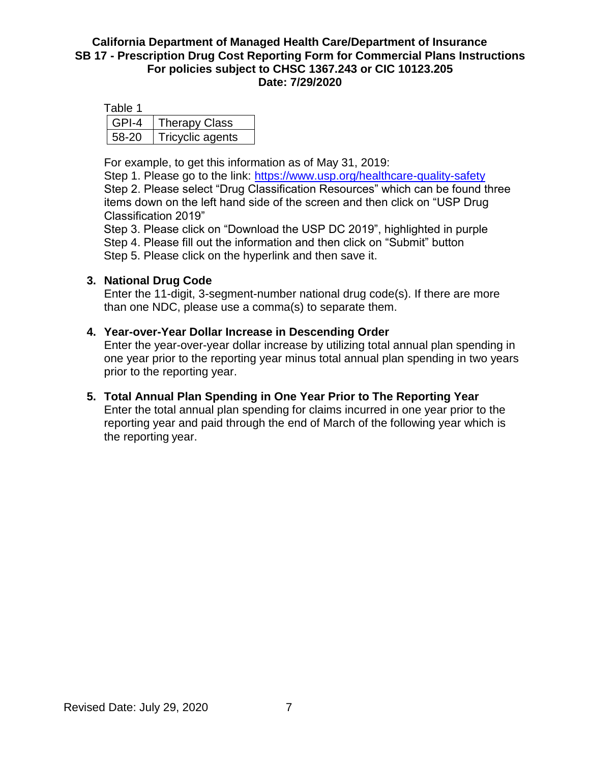Table 1

| GPI-4 | Therapy Class |
|---|---|
| 58-20 | Tricyclic agents |

For example, to get this information as of May 31, 2019:
Step 1. Please go to the link: https://www.usp.org/healthcare-quality-safety
Step 2. Please select "Drug Classification Resources" which can be found three items down on the left hand side of the screen and then click on "USP Drug Classification 2019"
Step 3. Please click on "Download the USP DC 2019", highlighted in purple
Step 4. Please fill out the information and then click on "Submit" button
Step 5. Please click on the hyperlink and then save it.

3. **National Drug Code**
   Enter the 11-digit, 3-segment-number national drug code(s). If there are more than one NDC, please use a comma(s) to separate them.

4. **Year-over-Year Dollar Increase in Descending Order**
   Enter the year-over-year dollar increase by utilizing total annual plan spending in one year prior to the reporting year minus total annual plan spending in two years prior to the reporting year.

5. **Total Annual Plan Spending in One Year Prior to The Reporting Year**
   Enter the total annual plan spending for claims incurred in one year prior to the reporting year and paid through the end of March of the following year which is the reporting year.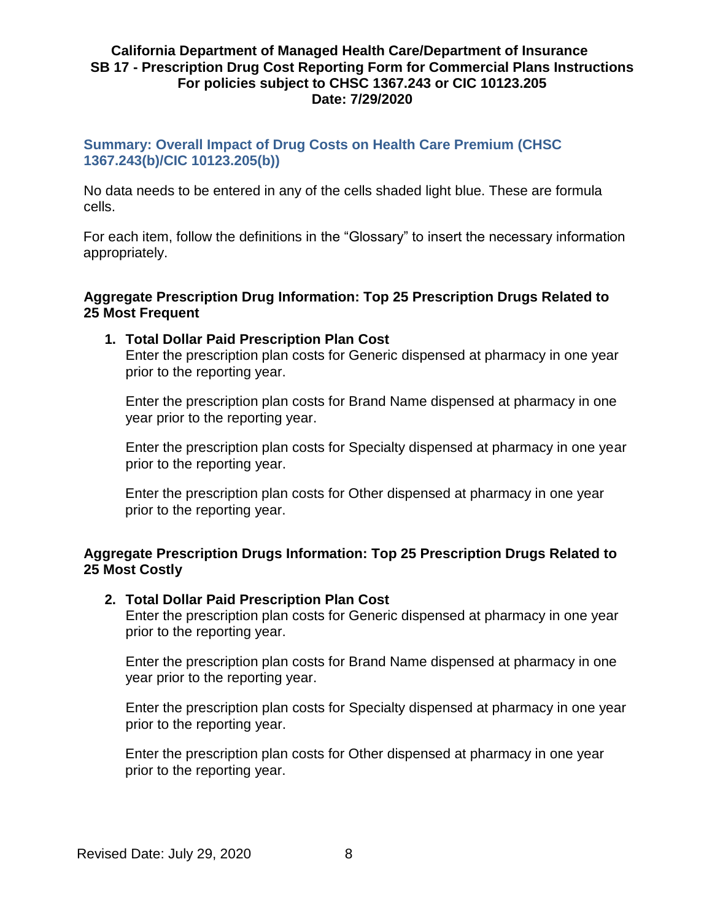## Summary: Overall Impact of Drug Costs on Health Care Premium (CHSC 1367.243(b)/CIC 10123.205(b))

No data needs to be entered in any of the cells shaded light blue. These are formula cells.

For each item, follow the definitions in the "Glossary" to insert the necessary information appropriately.

### Aggregate Prescription Drug Information: Top 25 Prescription Drugs Related to 25 Most Frequent

1. **Total Dollar Paid Prescription Plan Cost**

   Enter the prescription plan costs for Generic dispensed at pharmacy in one year prior to the reporting year.

   Enter the prescription plan costs for Brand Name dispensed at pharmacy in one year prior to the reporting year.

   Enter the prescription plan costs for Specialty dispensed at pharmacy in one year prior to the reporting year.

   Enter the prescription plan costs for Other dispensed at pharmacy in one year prior to the reporting year.

### Aggregate Prescription Drugs Information: Top 25 Prescription Drugs Related to 25 Most Costly

2. **Total Dollar Paid Prescription Plan Cost**

   Enter the prescription plan costs for Generic dispensed at pharmacy in one year prior to the reporting year.

   Enter the prescription plan costs for Brand Name dispensed at pharmacy in one year prior to the reporting year.

   Enter the prescription plan costs for Specialty dispensed at pharmacy in one year prior to the reporting year.

   Enter the prescription plan costs for Other dispensed at pharmacy in one year prior to the reporting year.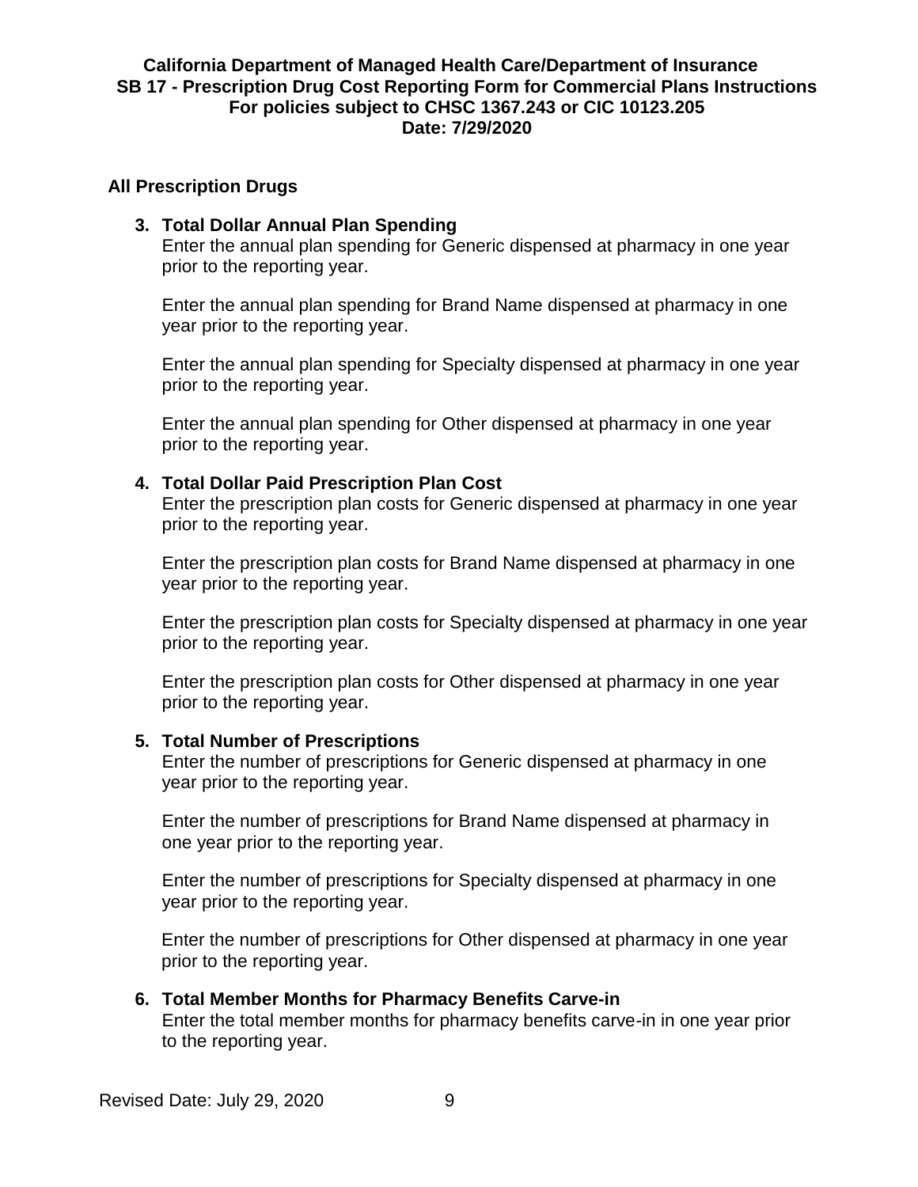**All Prescription Drugs**

3. **Total Dollar Annual Plan Spending**
   Enter the annual plan spending for Generic dispensed at pharmacy in one year prior to the reporting year.

   Enter the annual plan spending for Brand Name dispensed at pharmacy in one year prior to the reporting year.

   Enter the annual plan spending for Specialty dispensed at pharmacy in one year prior to the reporting year.

   Enter the annual plan spending for Other dispensed at pharmacy in one year prior to the reporting year.

4. **Total Dollar Paid Prescription Plan Cost**
   Enter the prescription plan costs for Generic dispensed at pharmacy in one year prior to the reporting year.

   Enter the prescription plan costs for Brand Name dispensed at pharmacy in one year prior to the reporting year.

   Enter the prescription plan costs for Specialty dispensed at pharmacy in one year prior to the reporting year.

   Enter the prescription plan costs for Other dispensed at pharmacy in one year prior to the reporting year.

5. **Total Number of Prescriptions**
   Enter the number of prescriptions for Generic dispensed at pharmacy in one year prior to the reporting year.

   Enter the number of prescriptions for Brand Name dispensed at pharmacy in one year prior to the reporting year.

   Enter the number of prescriptions for Specialty dispensed at pharmacy in one year prior to the reporting year.

   Enter the number of prescriptions for Other dispensed at pharmacy in one year prior to the reporting year.

6. **Total Member Months for Pharmacy Benefits Carve-in**
   Enter the total member months for pharmacy benefits carve-in in one year prior to the reporting year.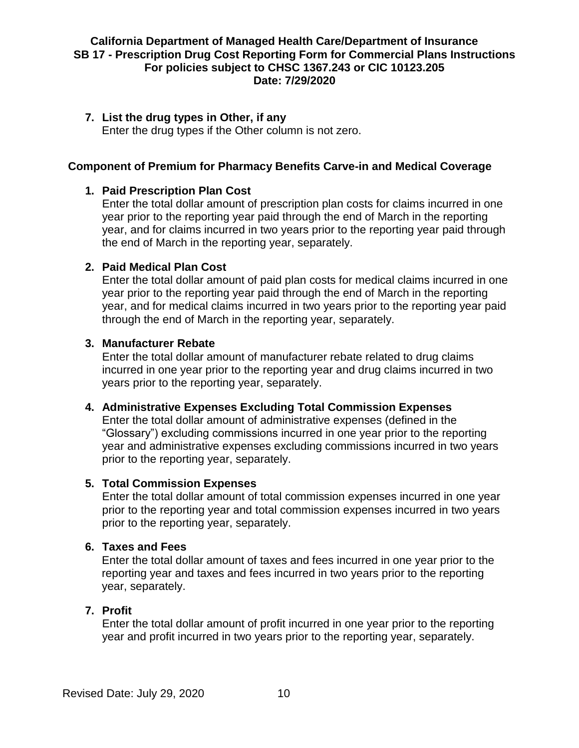7. **List the drug types in Other, if any**
   Enter the drug types if the Other column is not zero.

## Component of Premium for Pharmacy Benefits Carve-in and Medical Coverage

1. **Paid Prescription Plan Cost**
   Enter the total dollar amount of prescription plan costs for claims incurred in one year prior to the reporting year paid through the end of March in the reporting year, and for claims incurred in two years prior to the reporting year paid through the end of March in the reporting year, separately.

2. **Paid Medical Plan Cost**
   Enter the total dollar amount of paid plan costs for medical claims incurred in one year prior to the reporting year paid through the end of March in the reporting year, and for medical claims incurred in two years prior to the reporting year paid through the end of March in the reporting year, separately.

3. **Manufacturer Rebate**
   Enter the total dollar amount of manufacturer rebate related to drug claims incurred in one year prior to the reporting year and drug claims incurred in two years prior to the reporting year, separately.

4. **Administrative Expenses Excluding Total Commission Expenses**
   Enter the total dollar amount of administrative expenses (defined in the "Glossary") excluding commissions incurred in one year prior to the reporting year and administrative expenses excluding commissions incurred in two years prior to the reporting year, separately.

5. **Total Commission Expenses**
   Enter the total dollar amount of total commission expenses incurred in one year prior to the reporting year and total commission expenses incurred in two years prior to the reporting year, separately.

6. **Taxes and Fees**
   Enter the total dollar amount of taxes and fees incurred in one year prior to the reporting year and taxes and fees incurred in two years prior to the reporting year, separately.

7. **Profit**
   Enter the total dollar amount of profit incurred in one year prior to the reporting year and profit incurred in two years prior to the reporting year, separately.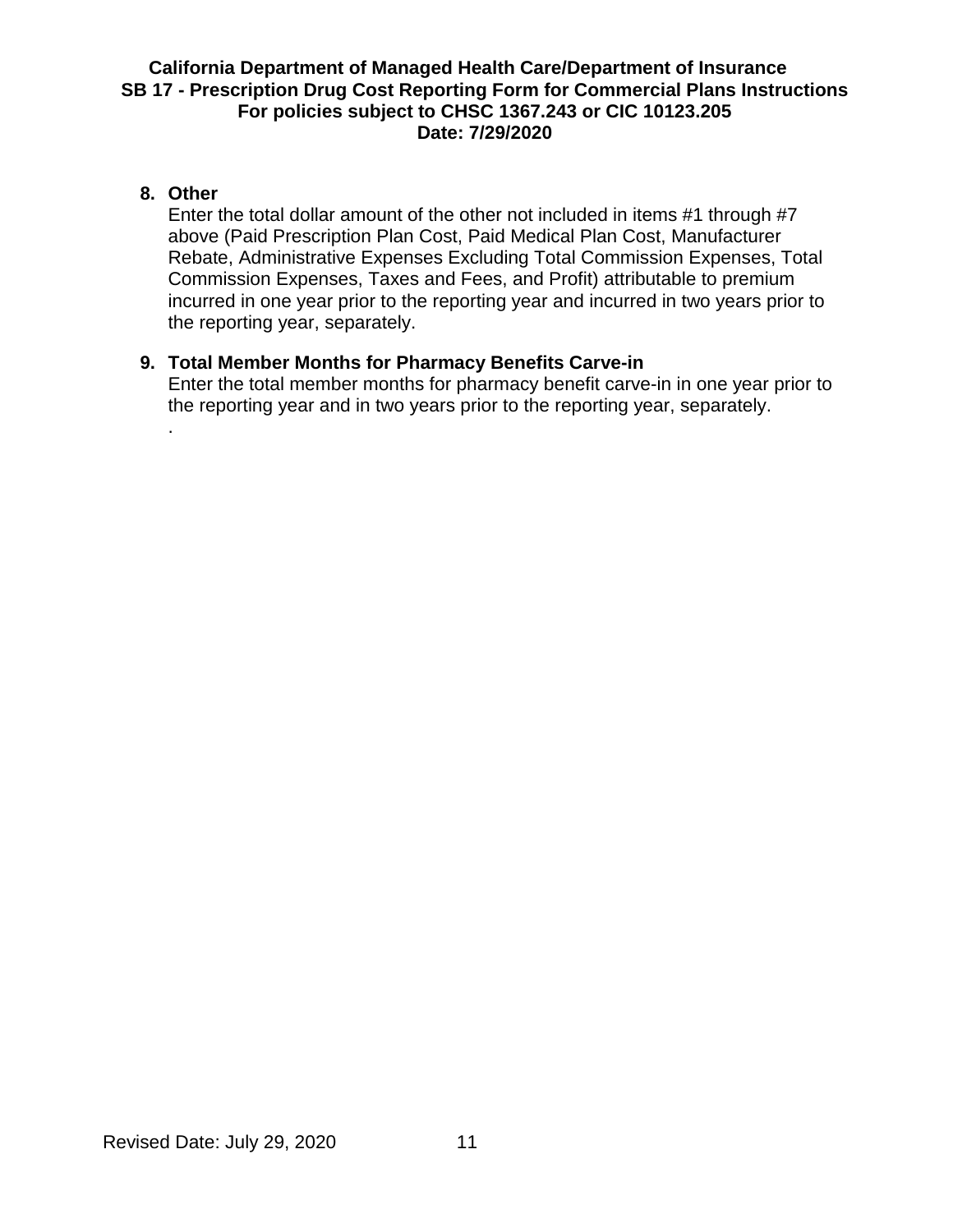8. **Other**
   Enter the total dollar amount of the other not included in items #1 through #7 above (Paid Prescription Plan Cost, Paid Medical Plan Cost, Manufacturer Rebate, Administrative Expenses Excluding Total Commission Expenses, Total Commission Expenses, Taxes and Fees, and Profit) attributable to premium incurred in one year prior to the reporting year and incurred in two years prior to the reporting year, separately.

9. **Total Member Months for Pharmacy Benefits Carve-in**
   Enter the total member months for pharmacy benefit carve-in in one year prior to the reporting year and in two years prior to the reporting year, separately.
   .